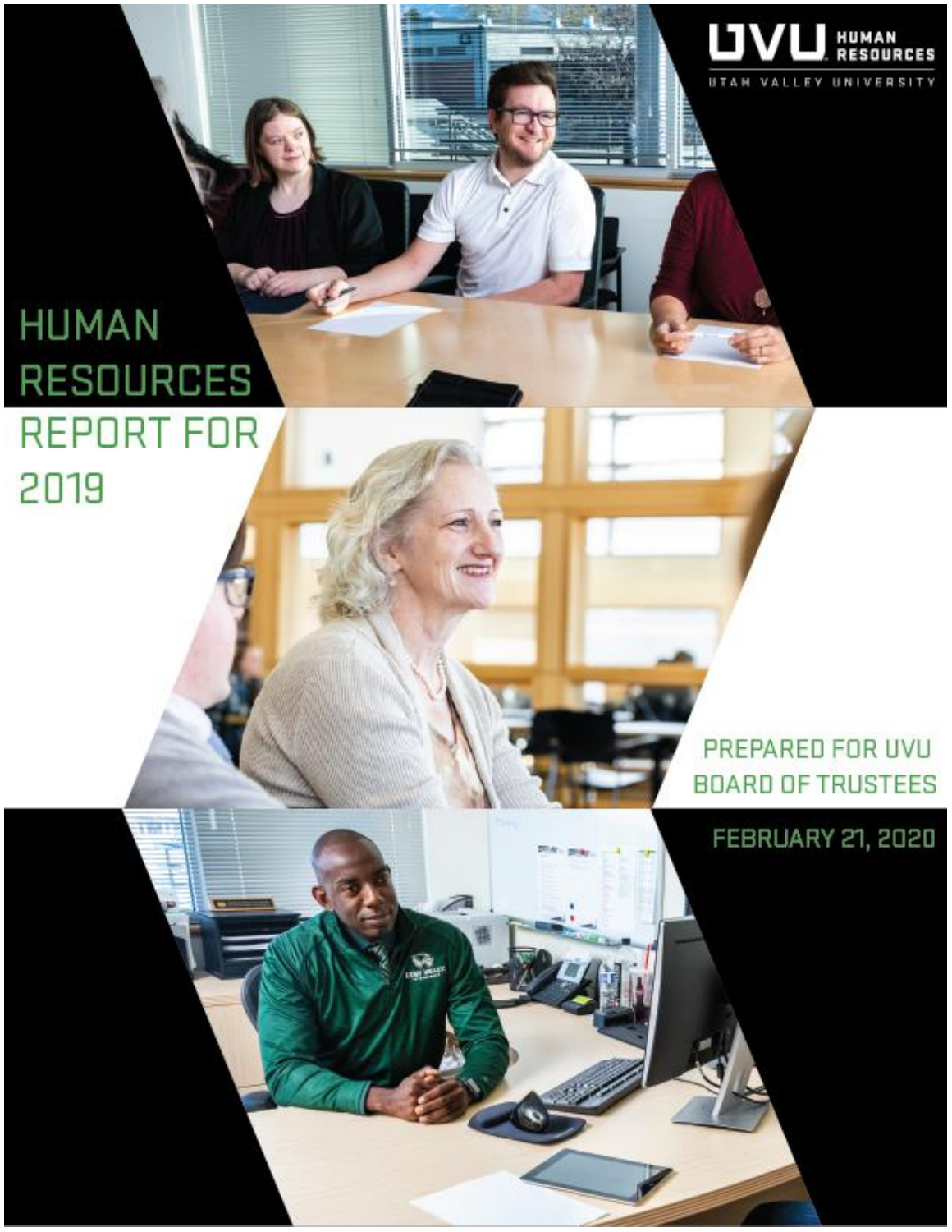UVU HUMAN RESOURCES

UTAH VALLEY UNIVERSITY

# HUMAN RESOURCES REPORT FOR 2019

PREPARED FOR UVU BOARD OF TRUSTEES

FEBRUARY 21, 2020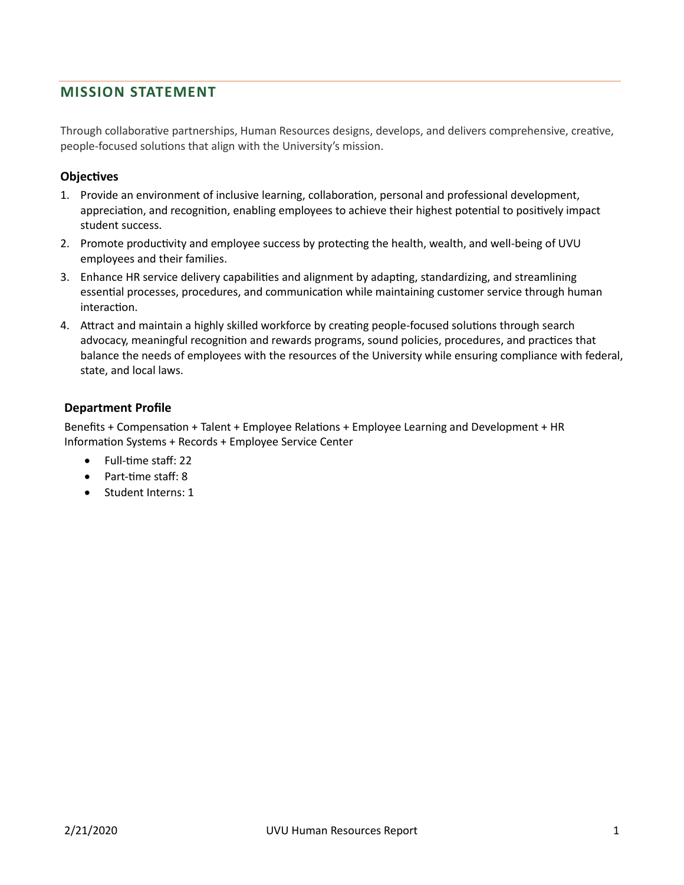## MISSION STATEMENT

Through collaborative partnerships, Human Resources designs, develops, and delivers comprehensive, creative, people-focused solutions that align with the University's mission.

### Objectives

1. Provide an environment of inclusive learning, collaboration, personal and professional development, appreciation, and recognition, enabling employees to achieve their highest potential to positively impact student success.
2. Promote productivity and employee success by protecting the health, wealth, and well-being of UVU employees and their families.
3. Enhance HR service delivery capabilities and alignment by adapting, standardizing, and streamlining essential processes, procedures, and communication while maintaining customer service through human interaction.
4. Attract and maintain a highly skilled workforce by creating people-focused solutions through search advocacy, meaningful recognition and rewards programs, sound policies, procedures, and practices that balance the needs of employees with the resources of the University while ensuring compliance with federal, state, and local laws.

### Department Profile

Benefits + Compensation + Talent + Employee Relations + Employee Learning and Development + HR Information Systems + Records + Employee Service Center

- Full-time staff: 22
- Part-time staff: 8
- Student Interns: 1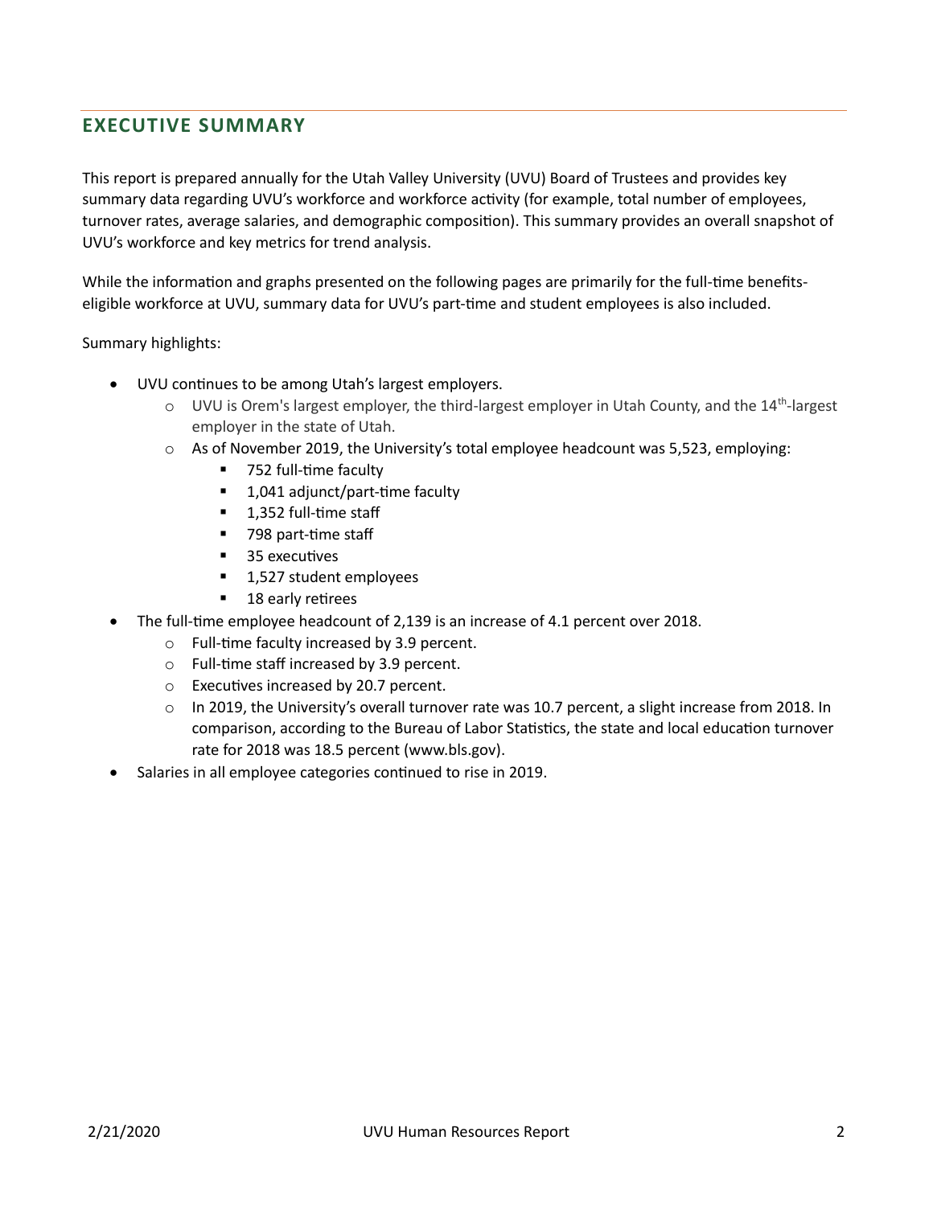## EXECUTIVE SUMMARY

This report is prepared annually for the Utah Valley University (UVU) Board of Trustees and provides key summary data regarding UVU's workforce and workforce activity (for example, total number of employees, turnover rates, average salaries, and demographic composition). This summary provides an overall snapshot of UVU's workforce and key metrics for trend analysis.

While the information and graphs presented on the following pages are primarily for the full-time benefits-eligible workforce at UVU, summary data for UVU's part-time and student employees is also included.

Summary highlights:

- UVU continues to be among Utah's largest employers.
    - UVU is Orem's largest employer, the third-largest employer in Utah County, and the 14th-largest employer in the state of Utah.
    - As of November 2019, the University's total employee headcount was 5,523, employing:
        - 752 full-time faculty
        - 1,041 adjunct/part-time faculty
        - 1,352 full-time staff
        - 798 part-time staff
        - 35 executives
        - 1,527 student employees
        - 18 early retirees
- The full-time employee headcount of 2,139 is an increase of 4.1 percent over 2018.
    - Full-time faculty increased by 3.9 percent.
    - Full-time staff increased by 3.9 percent.
    - Executives increased by 20.7 percent.
    - In 2019, the University's overall turnover rate was 10.7 percent, a slight increase from 2018. In comparison, according to the Bureau of Labor Statistics, the state and local education turnover rate for 2018 was 18.5 percent (www.bls.gov).
- Salaries in all employee categories continued to rise in 2019.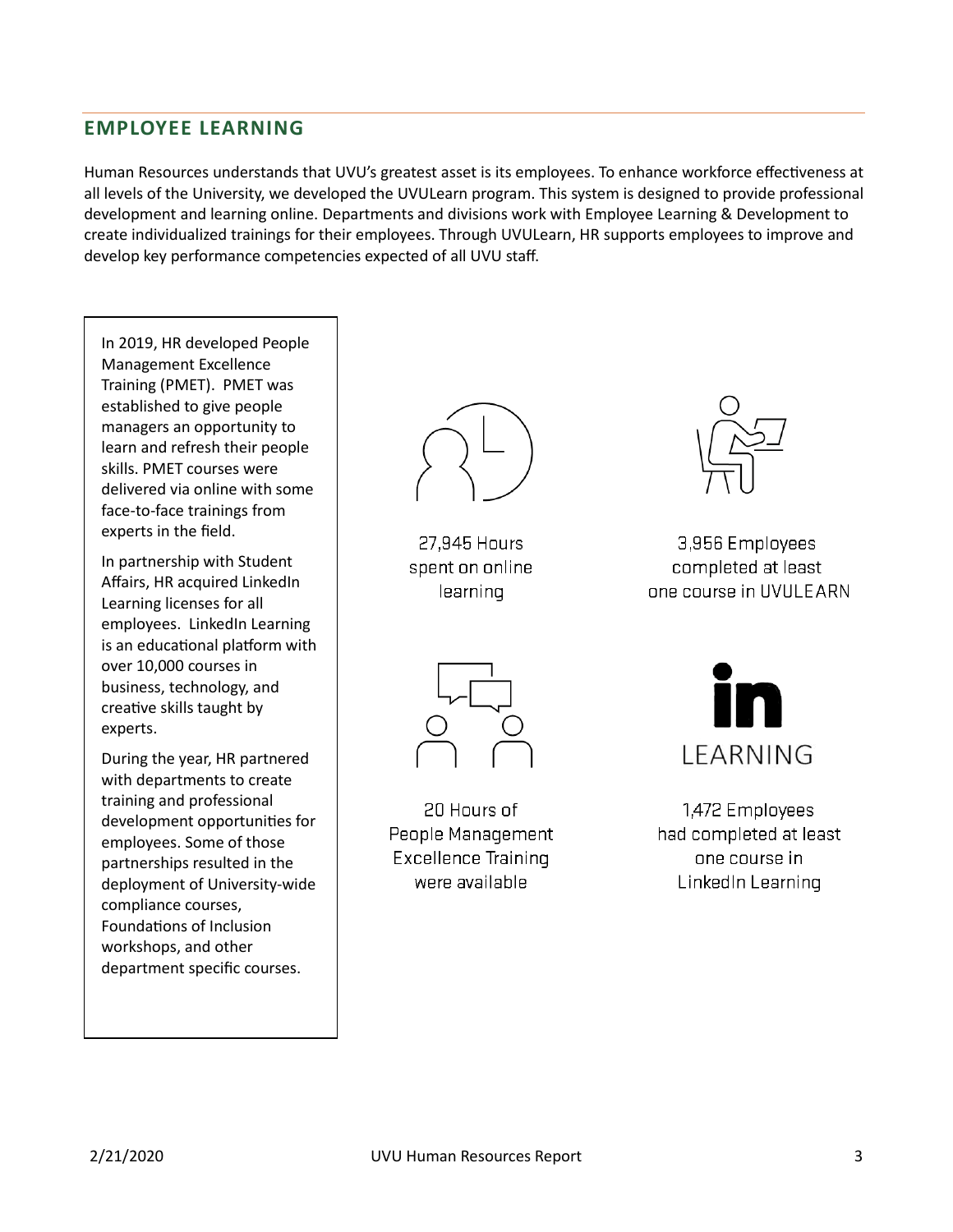## EMPLOYEE LEARNING

Human Resources understands that UVU's greatest asset is its employees. To enhance workforce effectiveness at all levels of the University, we developed the UVULearn program. This system is designed to provide professional development and learning online. Departments and divisions work with Employee Learning & Development to create individualized trainings for their employees. Through UVULearn, HR supports employees to improve and develop key performance competencies expected of all UVU staff.

In 2019, HR developed People Management Excellence Training (PMET). PMET was established to give people managers an opportunity to learn and refresh their people skills. PMET courses were delivered via online with some face-to-face trainings from experts in the field.

In partnership with Student Affairs, HR acquired LinkedIn Learning licenses for all employees. LinkedIn Learning is an educational platform with over 10,000 courses in business, technology, and creative skills taught by experts.

During the year, HR partnered with departments to create training and professional development opportunities for employees. Some of those partnerships resulted in the deployment of University-wide compliance courses, Foundations of Inclusion workshops, and other department specific courses.

27,945 Hours spent on online learning

3,956 Employees completed at least one course in UVULEARN

20 Hours of People Management Excellence Training were available

in LEARNING

1,472 Employees had completed at least one course in LinkedIn Learning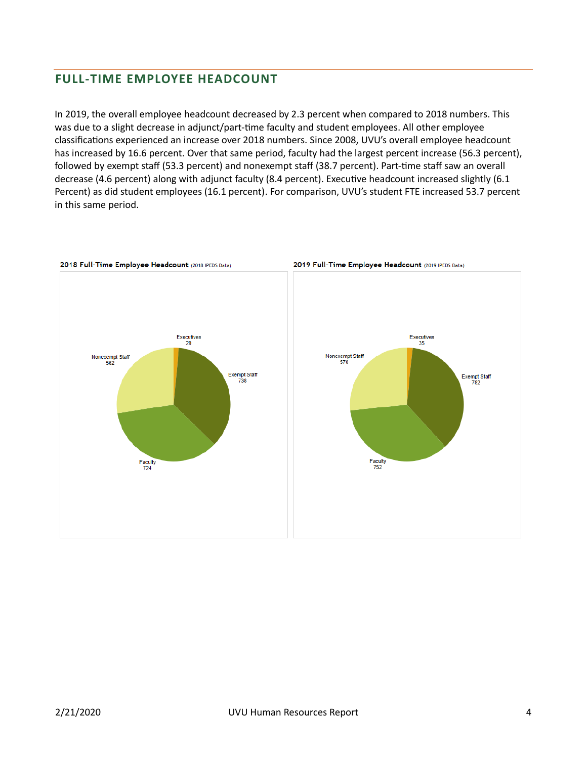## FULL-TIME EMPLOYEE HEADCOUNT

In 2019, the overall employee headcount decreased by 2.3 percent when compared to 2018 numbers. This was due to a slight decrease in adjunct/part-time faculty and student employees. All other employee classifications experienced an increase over 2018 numbers. Since 2008, UVU's overall employee headcount has increased by 16.6 percent. Over that same period, faculty had the largest percent increase (56.3 percent), followed by exempt staff (53.3 percent) and nonexempt staff (38.7 percent). Part-time staff saw an overall decrease (4.6 percent) along with adjunct faculty (8.4 percent). Executive headcount increased slightly (6.1 Percent) as did student employees (16.1 percent). For comparison, UVU's student FTE increased 53.7 percent in this same period.

**2018 Full-Time Employee Headcount** (2018 IPEDS Data)

| Category | Headcount |
|---|---|
| Executives | 29 |
| Exempt Staff | 738 |
| Faculty | 724 |
| Nonexempt Staff | 562 |

**2019 Full-Time Employee Headcount** (2019 IPEDS Data)

| Category | Headcount |
|---|---|
| Executives | 35 |
| Exempt Staff | 782 |
| Faculty | 752 |
| Nonexempt Staff | 570 |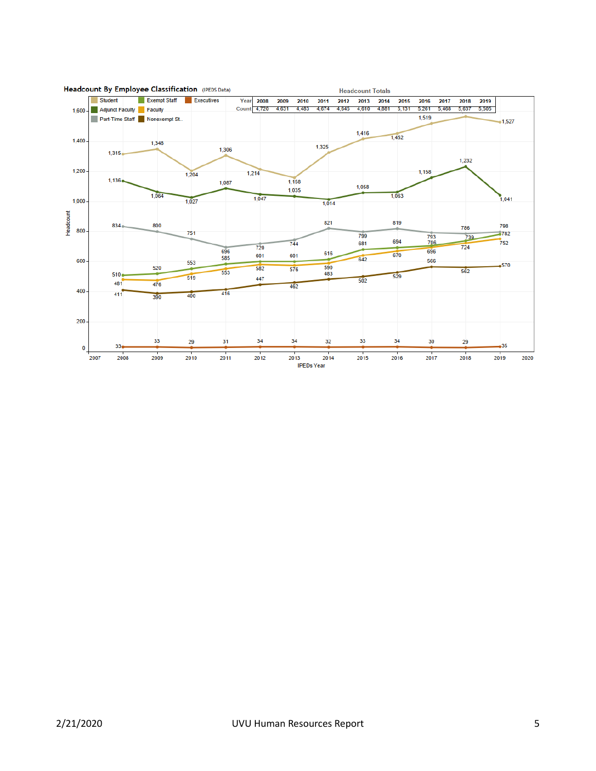## Headcount By Employee Classification (IPEDS Data)

**Headcount Totals**

| Year | 2008 | 2009 | 2010 | 2011 | 2012 | 2013 | 2014 | 2015 | 2016 | 2017 | 2018 | 2019 |
|---|---|---|---|---|---|---|---|---|---|---|---|---|
| Count | 4,720 | 4,631 | 4,483 | 4,674 | 4,645 | 4,610 | 4,881 | 5,131 | 5,261 | 5,468 | 5,637 | 5,505 |

| IPEDs Year | 2008 | 2009 | 2010 | 2011 | 2012 | 2013 | 2014 | 2015 | 2016 | 2017 | 2018 | 2019 |
|---|---|---|---|---|---|---|---|---|---|---|---|---|
| Student | 1,315 | 1,348 | 1,204 | 1,306 | 1,214 | 1,158 | 1,325 | 1,416 | 1,452 | 1,519 | | 1,527 |
| Adjunct Faculty | 1,136 | 1,064 | 1,027 | 1,087 | 1,047 | 1,035 | 1,014 | 1,058 | 1,063 | 1,158 | 1,232 | 1,041 |
| Part-Time Staff | 834 | 800 | 751 | 696 | 720 | 744 | 821 | 799 | 819 | 793 | 786 | 798 |
| Exempt Staff | 510 | 520 | 553 | 585 | 601 | 601 | 616 | 681 | 694 | 706 | 739 | 782 |
| Faculty | 481 | 476 | 519 | 553 | 582 | 576 | 590 | 642 | 670 | 696 | 724 | 752 |
| Nonexempt St.. | 411 | 390 | 400 | 416 | 447 | 462 | 483 | 502 | 529 | 566 | 562 | 570 |
| Executives | 33 | 33 | 29 | 31 | 34 | 34 | 32 | 33 | 34 | 30 | 29 | 35 |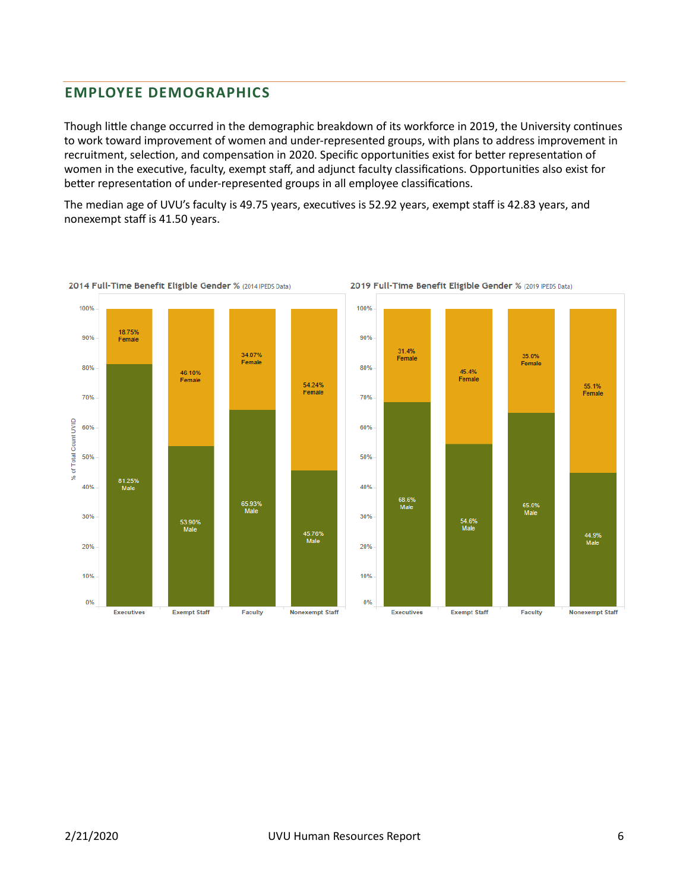## EMPLOYEE DEMOGRAPHICS

Though little change occurred in the demographic breakdown of its workforce in 2019, the University continues to work toward improvement of women and under-represented groups, with plans to address improvement in recruitment, selection, and compensation in 2020. Specific opportunities exist for better representation of women in the executive, faculty, exempt staff, and adjunct faculty classifications. Opportunities also exist for better representation of under-represented groups in all employee classifications.

The median age of UVU's faculty is 49.75 years, executives is 52.92 years, exempt staff is 42.83 years, and nonexempt staff is 41.50 years.

**2014 Full-Time Benefit Eligible Gender %** (2014 IPEDS Data)

| | Executives | Exempt Staff | Faculty | Nonexempt Staff |
|---|---|---|---|---|
| Female | 18.75% | 46.10% | 34.07% | 54.24% |
| Male | 81.25% | 53.90% | 65.93% | 45.76% |

**2019 Full-Time Benefit Eligible Gender %** (2019 IPEDS Data)

| | Executives | Exempt Staff | Faculty | Nonexempt Staff |
|---|---|---|---|---|
| Female | 31.4% | 45.4% | 35.0% | 55.1% |
| Male | 68.6% | 54.6% | 65.0% | 44.9% |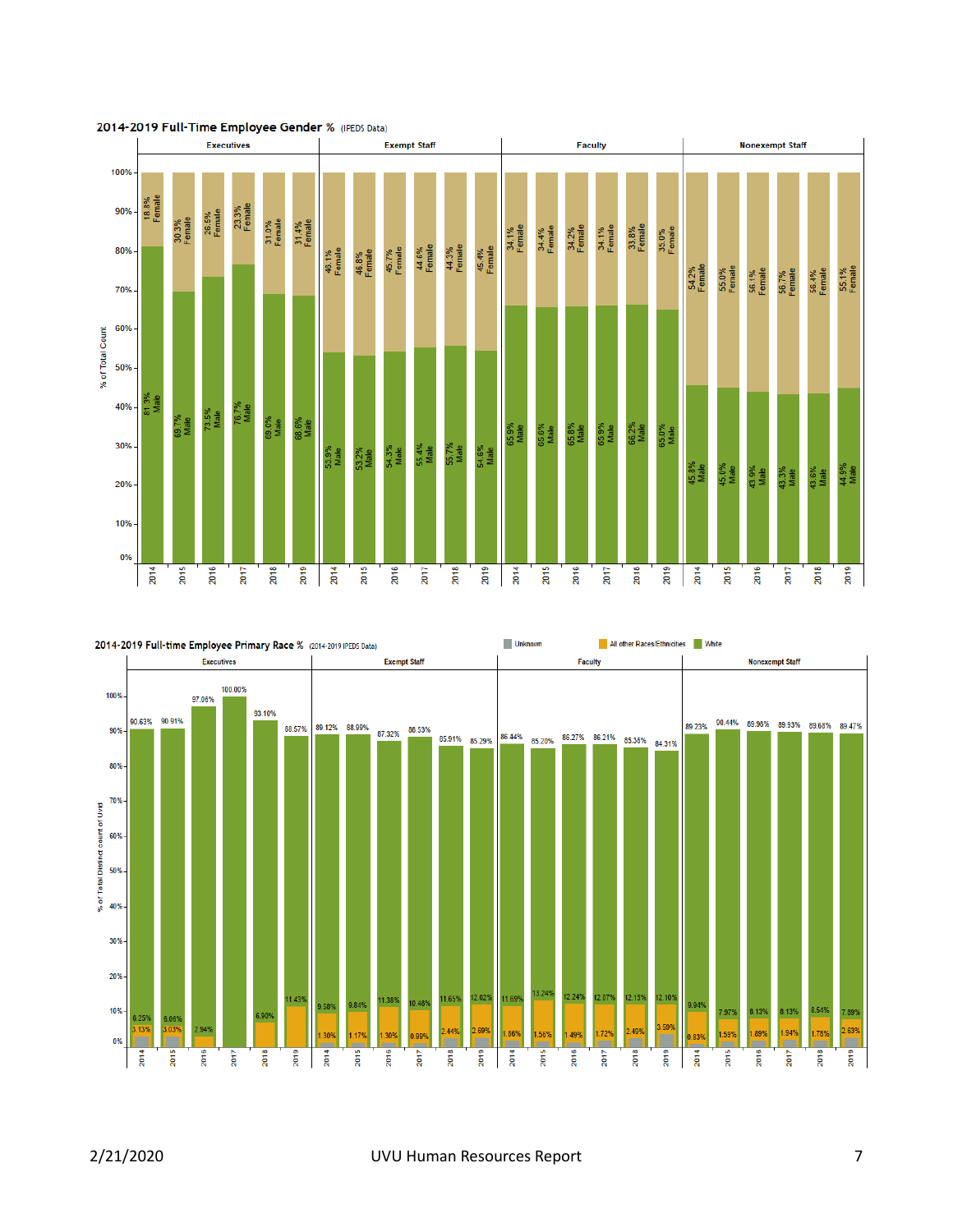## 2014-2019 Full-Time Employee Gender % (IPEDS Data)

| Category | Year | Male | Female |
|---|---|---|---|
| Executives | 2014 | 81.3% | 18.8% |
| Executives | 2015 | 69.7% | 30.3% |
| Executives | 2016 | 73.5% | 26.5% |
| Executives | 2017 | 76.7% | 23.3% |
| Executives | 2018 | 69.0% | 31.0% |
| Executives | 2019 | 68.6% | 31.4% |
| Exempt Staff | 2014 | 53.9% | 46.1% |
| Exempt Staff | 2015 | 53.2% | 46.8% |
| Exempt Staff | 2016 | 54.3% | 45.7% |
| Exempt Staff | 2017 | 55.4% | 44.6% |
| Exempt Staff | 2018 | 55.7% | 44.3% |
| Exempt Staff | 2019 | 54.6% | 45.4% |
| Faculty | 2014 | 65.9% | 34.1% |
| Faculty | 2015 | 65.6% | 34.4% |
| Faculty | 2016 | 65.8% | 34.2% |
| Faculty | 2017 | 65.9% | 34.1% |
| Faculty | 2018 | 66.2% | 33.8% |
| Faculty | 2019 | 65.0% | 35.0% |
| Nonexempt Staff | 2014 | 45.8% | 54.2% |
| Nonexempt Staff | 2015 | 45.0% | 55.0% |
| Nonexempt Staff | 2016 | 43.9% | 56.1% |
| Nonexempt Staff | 2017 | 43.3% | 56.7% |
| Nonexempt Staff | 2018 | 43.6% | 56.4% |
| Nonexempt Staff | 2019 | 44.9% | 55.1% |

## 2014-2019 Full-time Employee Primary Race % (2014-2019 IPEDS Data)

| Category | Year | White | All other Races/Ethnicities | Unknown |
|---|---|---|---|---|
| Executives | 2014 | 90.63% | 6.25% | 3.13% |
| Executives | 2015 | 90.91% | 6.06% | 3.03% |
| Executives | 2016 | 97.06% | 2.94% | |
| Executives | 2017 | 100.00% | | |
| Executives | 2018 | 93.10% | 6.90% | |
| Executives | 2019 | 88.57% | 11.43% | |
| Exempt Staff | 2014 | 89.12% | 9.58% | 1.30% |
| Exempt Staff | 2015 | 88.99% | 9.84% | 1.17% |
| Exempt Staff | 2016 | 87.32% | 11.38% | 1.30% |
| Exempt Staff | 2017 | 88.53% | 10.48% | 0.99% |
| Exempt Staff | 2018 | 85.91% | 11.65% | 2.44% |
| Exempt Staff | 2019 | 85.29% | 12.02% | 2.69% |
| Faculty | 2014 | 86.44% | 11.69% | 1.86% |
| Faculty | 2015 | 85.20% | 13.24% | 1.56% |
| Faculty | 2016 | 86.27% | 12.24% | 1.49% |
| Faculty | 2017 | 86.21% | 12.07% | 1.72% |
| Faculty | 2018 | 85.36% | 12.15% | 2.49% |
| Faculty | 2019 | 84.31% | 12.10% | 3.59% |
| Nonexempt Staff | 2014 | 89.23% | 9.94% | 0.83% |
| Nonexempt Staff | 2015 | 90.44% | 7.97% | 1.59% |
| Nonexempt Staff | 2016 | 89.98% | 8.13% | 1.89% |
| Nonexempt Staff | 2017 | 89.93% | 8.13% | 1.94% |
| Nonexempt Staff | 2018 | 89.68% | 8.54% | 1.78% |
| Nonexempt Staff | 2019 | 89.47% | 7.89% | 2.63% |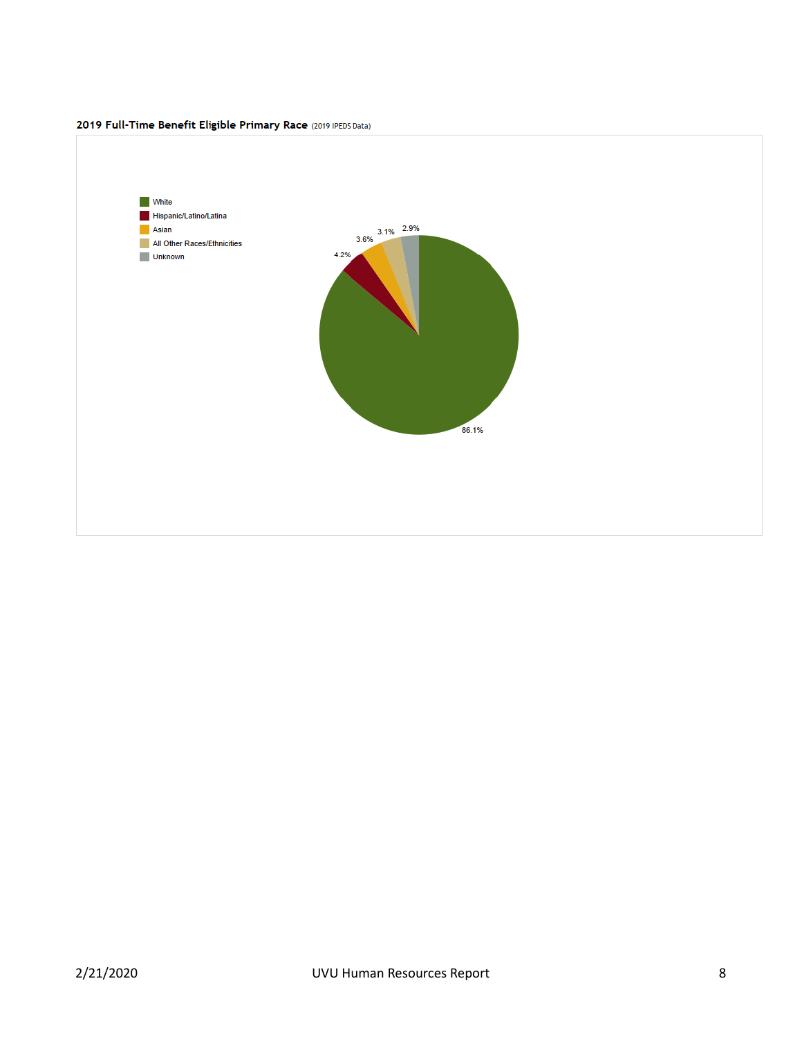**2019 Full-Time Benefit Eligible Primary Race** (2019 IPEDS Data)

| Race | Percentage |
| --- | --- |
| White | 86.1% |
| Hispanic/Latino/Latina | 4.2% |
| Asian | 3.6% |
| All Other Races/Ethnicities | 3.1% |
| Unknown | 2.9% |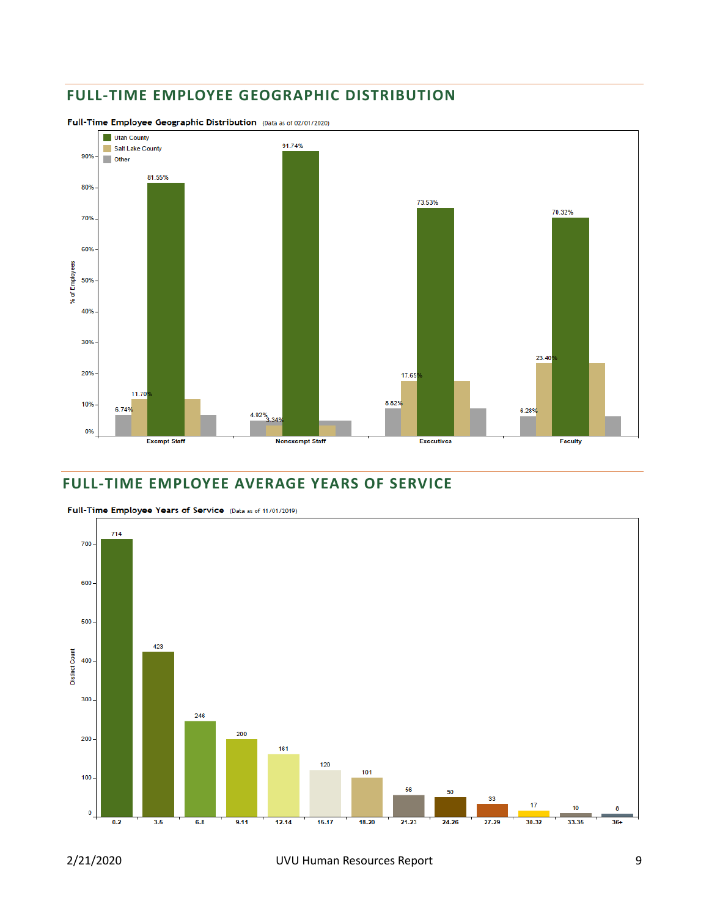## FULL-TIME EMPLOYEE GEOGRAPHIC DISTRIBUTION

**Full-Time Employee Geographic Distribution** (Data as of 02/01/2020)

| | Utah County | Salt Lake County | Other |
|---|---|---|---|
| Exempt Staff | 81.55% | 11.70% | 6.74% |
| Nonexempt Staff | 91.74% | 3.34% | 4.92% |
| Executives | 73.53% | 17.65% | 8.82% |
| Faculty | 70.32% | 23.40% | 6.28% |

## FULL-TIME EMPLOYEE AVERAGE YEARS OF SERVICE

**Full-Time Employee Years of Service** (Data as of 11/01/2019)

| Years of Service | Distinct Count |
|---|---|
| 0-2 | 714 |
| 3-5 | 423 |
| 6-8 | 246 |
| 9-11 | 200 |
| 12-14 | 161 |
| 15-17 | 120 |
| 18-20 | 101 |
| 21-23 | 56 |
| 24-26 | 50 |
| 27-29 | 33 |
| 30-32 | 17 |
| 33-35 | 10 |
| 36+ | 8 |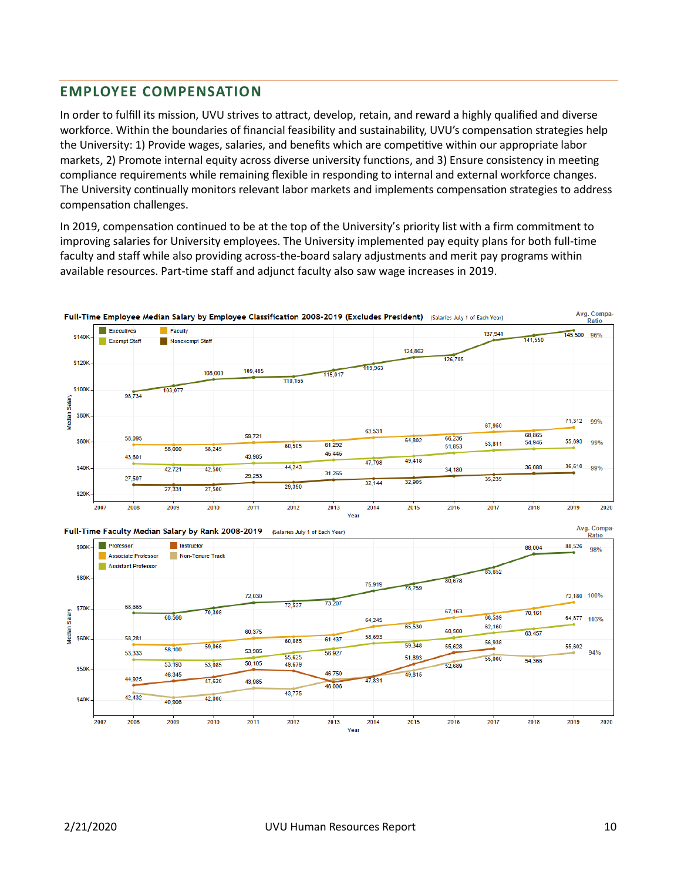## EMPLOYEE COMPENSATION

In order to fulfill its mission, UVU strives to attract, develop, retain, and reward a highly qualified and diverse workforce. Within the boundaries of financial feasibility and sustainability, UVU's compensation strategies help the University: 1) Provide wages, salaries, and benefits which are competitive within our appropriate labor markets, 2) Promote internal equity across diverse university functions, and 3) Ensure consistency in meeting compliance requirements while remaining flexible in responding to internal and external workforce changes. The University continually monitors relevant labor markets and implements compensation strategies to address compensation challenges.

In 2019, compensation continued to be at the top of the University's priority list with a firm commitment to improving salaries for University employees. The University implemented pay equity plans for both full-time faculty and staff while also providing across-the-board salary adjustments and merit pay programs within available resources. Part-time staff and adjunct faculty also saw wage increases in 2019.

**Full-Time Employee Median Salary by Employee Classification 2008-2019 (Excludes President)** (Salaries July 1 of Each Year)

| Year | Executives | Faculty | Exempt Staff | Nonexempt Staff |
|---|---|---|---|---|
| 2008 | 98,734 | 58,095 | 43,601 | 27,507 |
| 2009 | 103,077 | 58,000 | 42,721 | 27,331 |
| 2010 | 108,000 | 58,245 | 42,500 | 27,500 |
| 2011 | 109,485 | 59,721 | 43,985 | 29,253 |
| 2012 | 110,165 | 60,505 | 44,243 | 29,380 |
| 2013 | 115,017 | 61,292 | 46,446 | 31,265 |
| 2014 | 119,963 | 63,531 | 47,798 | 32,144 |
| 2015 | 124,862 | 64,802 | 49,418 | 32,905 |
| 2016 | 126,705 | 66,236 | 51,853 | 34,180 |
| 2017 | 137,941 | 67,950 | 53,811 | 35,239 |
| 2018 | 141,550 | 68,865 | 54,946 | 36,088 |
| 2019 | 145,500 | 71,312 | 55,693 | 36,610 |
| Avg. Compa-Ratio | 96% | 99% | 99% | 99% |

**Full-Time Faculty Median Salary by Rank 2008-2019** (Salaries July 1 of Each Year)

| Year | Professor | Associate Professor | Assistant Professor | Instructor | Non-Tenure Track |
|---|---|---|---|---|---|
| 2008 | 68,665 | 58,281 | 53,333 | 44,925 | 42,432 |
| 2009 | 68,566 | 58,100 | 53,193 | 46,345 | 40,906 |
| 2010 | 70,308 | 59,066 | 53,085 | 47,620 | 42,000 |
| 2011 | 72,030 | 60,375 | 53,985 | 50,105 | 43,985 |
| 2012 | 72,537 | 60,885 | 55,625 | 49,679 | 43,775 |
| 2013 | 73,207 | 61,437 | 56,927 | 46,006 | 46,750 |
| 2014 | 75,919 | 64,245 | 58,693 | 47,831 | |
| 2015 | 78,259 | 65,530 | 59,348 | 51,893 | 49,815 |
| 2016 | 80,678 | 67,163 | 60,500 | 55,628 | 52,689 |
| 2017 | 83,652 | 68,539 | 62,160 | 56,938 | 55,000 |
| 2018 | 88,004 | 70,161 | 63,457 | | 54,366 |
| 2019 | 88,526 | 72,180 | 64,877 | | 55,602 |
| Avg. Compa-Ratio | 98% | 100% | 103% | | 94% |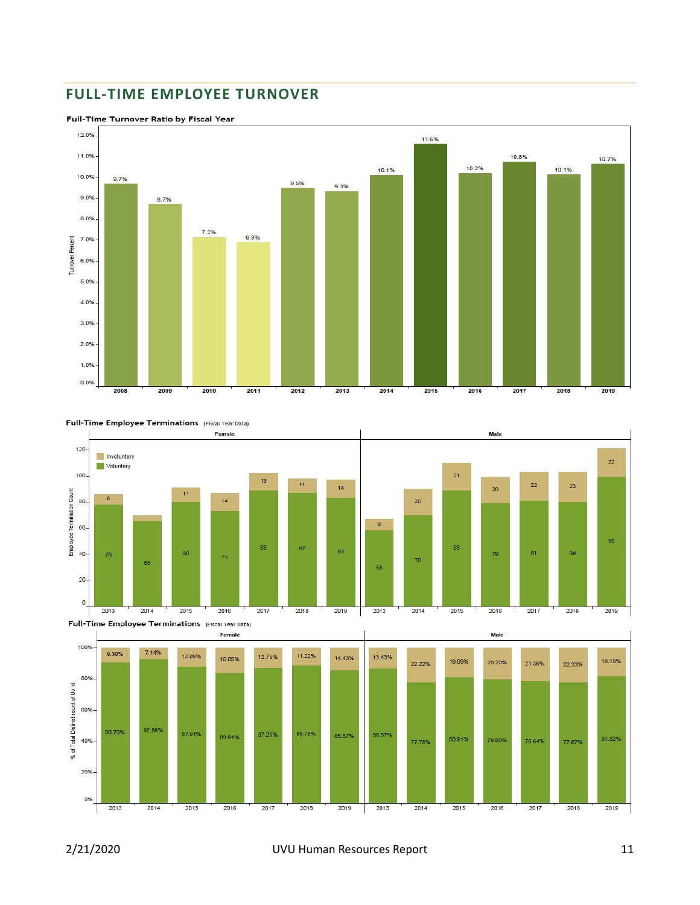## FULL-TIME EMPLOYEE TURNOVER

**Full-Time Turnover Ratio by Fiscal Year**

| Fiscal Year | Turnover Percent |
|---|---|
| 2008 | 9.7% |
| 2009 | 8.7% |
| 2010 | 7.2% |
| 2011 | 6.9% |
| 2012 | 9.5% |
| 2013 | 9.3% |
| 2014 | 10.1% |
| 2015 | 11.6% |
| 2016 | 10.2% |
| 2017 | 10.8% |
| 2018 | 10.1% |
| 2019 | 10.7% |

**Full-Time Employee Terminations** (Fiscal Year Data)

Employee Termination Count

| Year | Female Voluntary | Female Involuntary | Male Voluntary | Male Involuntary |
|---|---|---|---|---|
| 2013 | 78 | 8 | 58 | 9 |
| 2014 | 65 | | 70 | 20 |
| 2015 | 80 | 11 | 89 | 21 |
| 2016 | 73 | 14 | 79 | 20 |
| 2017 | 89 | 13 | 81 | 22 |
| 2018 | 87 | 11 | 80 | 23 |
| 2019 | 83 | 14 | 99 | 22 |

**Full-Time Employee Terminations** (Fiscal Year Data)

% of Total Distinct count of Uv Id

| Year | Female Voluntary | Female Involuntary | Male Voluntary | Male Involuntary |
|---|---|---|---|---|
| 2013 | 90.70% | 9.30% | 86.57% | 13.43% |
| 2014 | 92.86% | 7.14% | 77.78% | 22.22% |
| 2015 | 87.91% | 12.09% | 80.91% | 19.09% |
| 2016 | 83.91% | 16.09% | 79.80% | 20.20% |
| 2017 | 87.25% | 12.75% | 78.64% | 21.36% |
| 2018 | 88.78% | 11.22% | 77.67% | 22.33% |
| 2019 | 85.57% | 14.43% | 81.82% | 18.18% |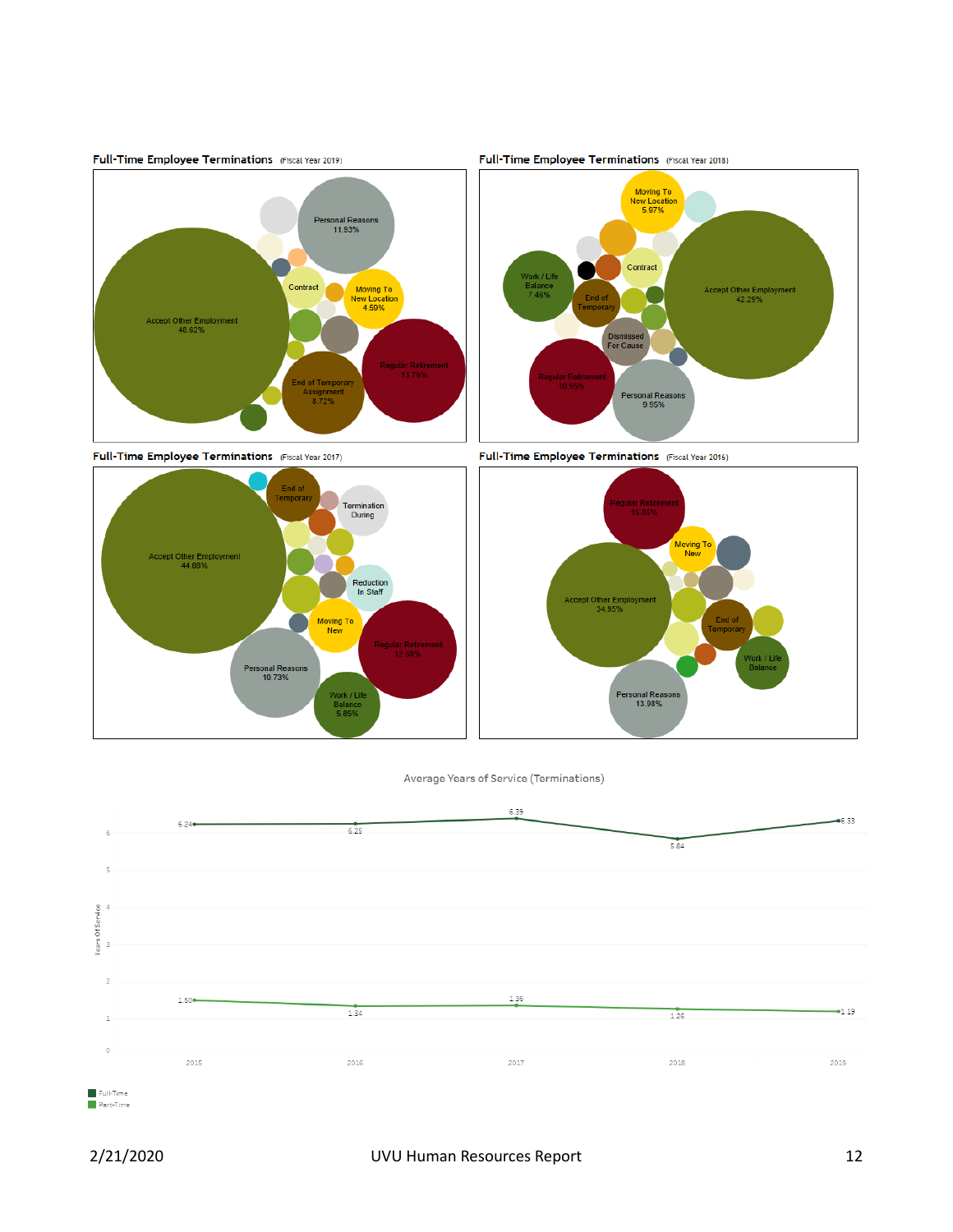**Full-Time Employee Terminations** (Fiscal Year 2019)

Personal Reasons
11.93%

Contract

Moving To
New Location
4.59%

Accept Other Employment
46.62%

Regular Retirement
13.76%

End of Temporary
Assignment
8.72%

**Full-Time Employee Terminations** (Fiscal Year 2018)

Moving To
New Location
5.97%

Contract

Work / Life
Balance
7.46%

End of
Temporary

Accept Other Employment
42.29%

Dismissed
For Cause

Regular Retirement
10.95%

Personal Reasons
9.95%

**Full-Time Employee Terminations** (Fiscal Year 2017)

End of
Temporary

Termination
During

Accept Other Employment
44.88%

Reduction
In Staff

Moving To
New

Regular Retirement
12.68%

Personal Reasons
10.73%

Work / Life
Balance
5.85%

**Full-Time Employee Terminations** (Fiscal Year 2016)

Regular Retirement
15.05%

Moving To
New

Accept Other Employment
34.95%

End of
Temporary

Work / Life
Balance

Personal Reasons
13.98%

Average Years of Service (Terminations)

Years Of Service

0
1
2
3
4
5
6

2015
2016
2017
2018
2019

6.24
6.25
6.39
5.84
6.33

1.50
1.34
1.36
1.26
1.19

Full-Time
Part-Time

2/21/2020 UVU Human Resources Report